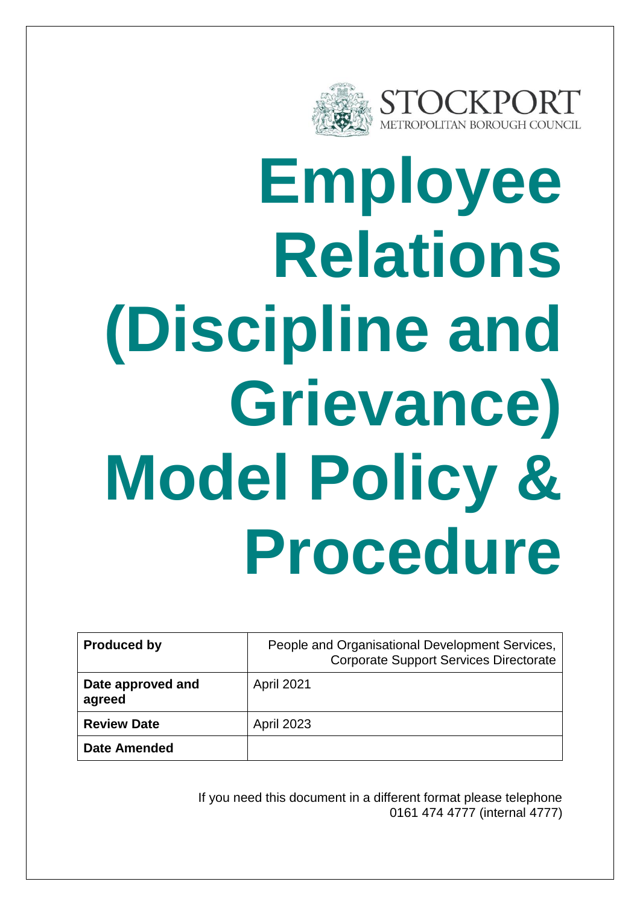STOCKPORT
METROPOLITAN BOROUGH COUNCIL

# Employee Relations (Discipline and Grievance) Model Policy & Procedure

| **Produced by** | People and Organisational Development Services, Corporate Support Services Directorate |
| --- | --- |
| **Date approved and agreed** | April 2021 |
| **Review Date** | April 2023 |
| **Date Amended** | |

If you need this document in a different format please telephone 0161 474 4777 (internal 4777)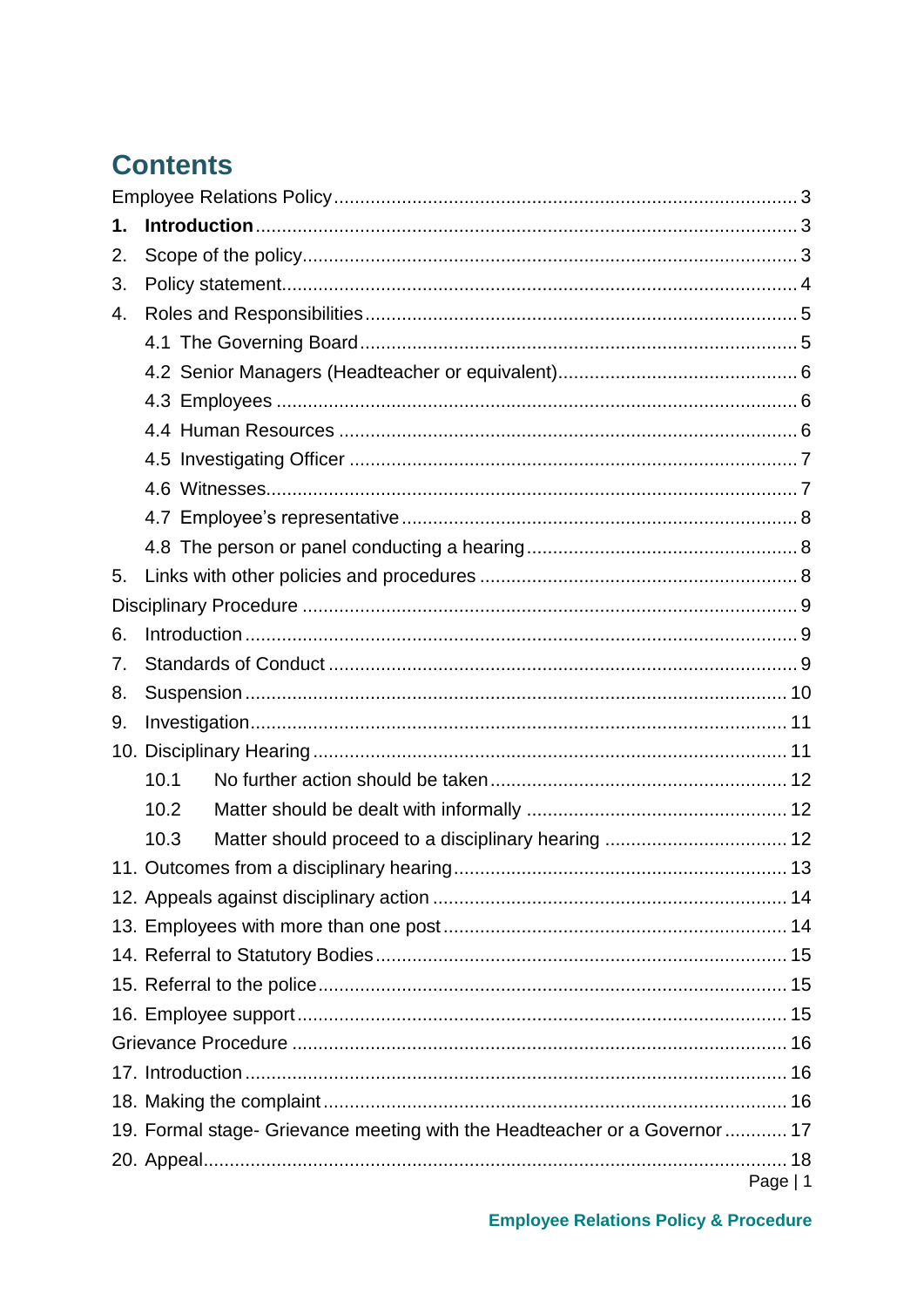# Contents

Employee Relations Policy ........................................................................................ 3

**1. Introduction** ....................................................................................................... 3

2. Scope of the policy ............................................................................................. 3

3. Policy statement ................................................................................................. 4

4. Roles and Responsibilities .................................................................................. 5

   4.1 The Governing Board ..................................................................................... 5

   4.2 Senior Managers (Headteacher or equivalent) ............................................... 6

   4.3 Employees ..................................................................................................... 6

   4.4 Human Resources ......................................................................................... 6

   4.5 Investigating Officer ....................................................................................... 7

   4.6 Witnesses ...................................................................................................... 7

   4.7 Employee's representative ............................................................................. 8

   4.8 The person or panel conducting a hearing ..................................................... 8

5. Links with other policies and procedures ............................................................ 8

Disciplinary Procedure ............................................................................................. 9

6. Introduction ........................................................................................................ 9

7. Standards of Conduct .......................................................................................... 9

8. Suspension ....................................................................................................... 10

9. Investigation ...................................................................................................... 11

10. Disciplinary Hearing ......................................................................................... 11

   10.1 No further action should be taken ............................................................... 12

   10.2 Matter should be dealt with informally ......................................................... 12

   10.3 Matter should proceed to a disciplinary hearing .......................................... 12

11. Outcomes from a disciplinary hearing .............................................................. 13

12. Appeals against disciplinary action .................................................................. 14

13. Employees with more than one post ................................................................ 14

14. Referral to Statutory Bodies ............................................................................. 15

15. Referral to the police ........................................................................................ 15

16. Employee support ............................................................................................ 15

Grievance Procedure .............................................................................................. 16

17. Introduction ...................................................................................................... 16

18. Making the complaint ....................................................................................... 16

19. Formal stage- Grievance meeting with the Headteacher or a Governor ............ 17

20. Appeal .............................................................................................................. 18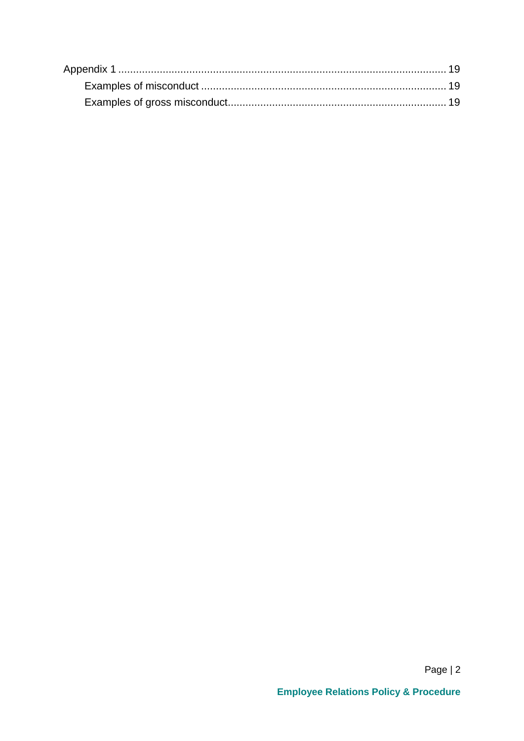Appendix 1 ........................................................................................................ 19

- Examples of misconduct ........................................................................... 19
- Examples of gross misconduct.................................................................... 19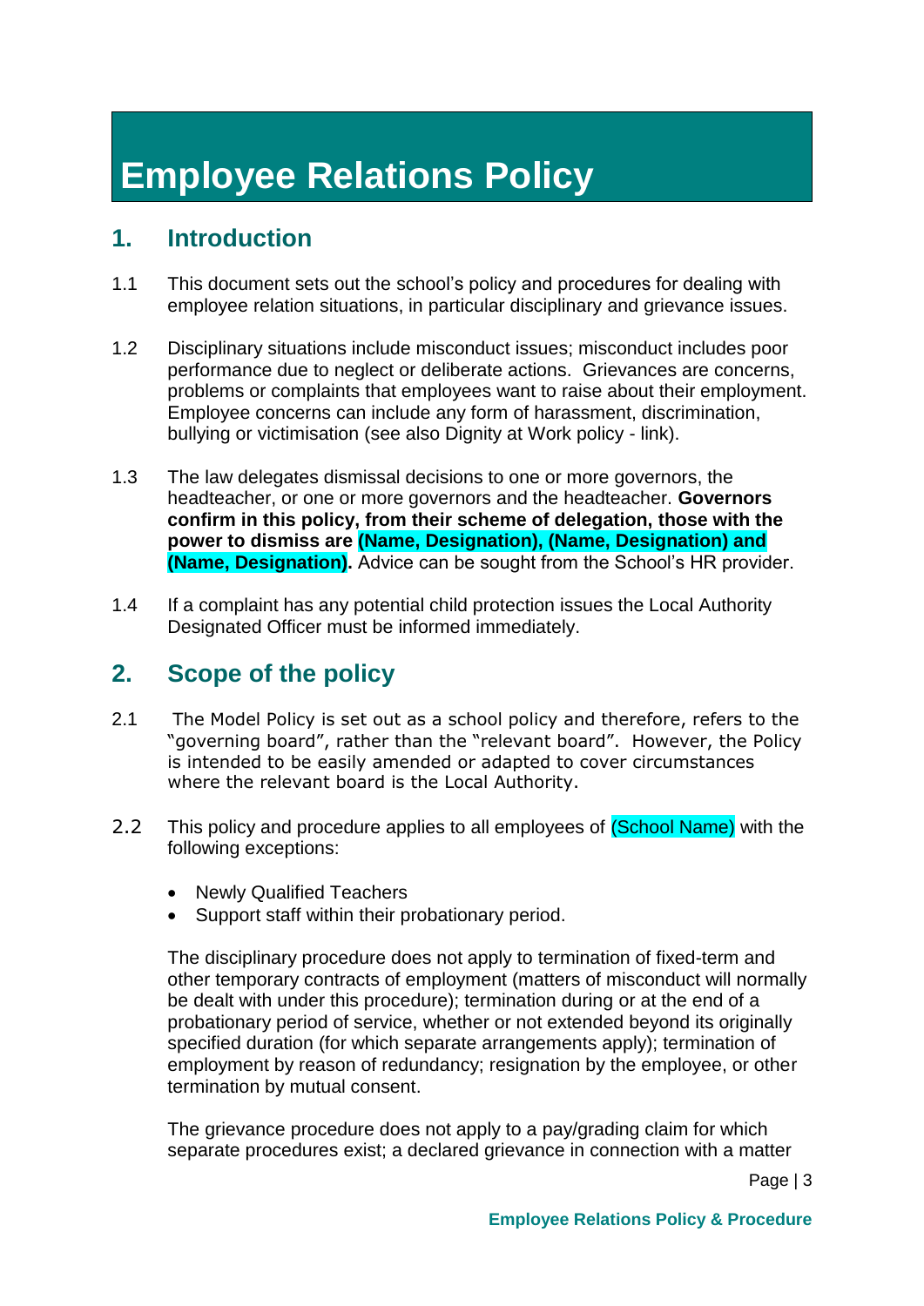# Employee Relations Policy

## 1. Introduction

1.1 This document sets out the school's policy and procedures for dealing with employee relation situations, in particular disciplinary and grievance issues.

1.2 Disciplinary situations include misconduct issues; misconduct includes poor performance due to neglect or deliberate actions. Grievances are concerns, problems or complaints that employees want to raise about their employment. Employee concerns can include any form of harassment, discrimination, bullying or victimisation (see also Dignity at Work policy - link).

1.3 The law delegates dismissal decisions to one or more governors, the headteacher, or one or more governors and the headteacher. **Governors confirm in this policy, from their scheme of delegation, those with the power to dismiss are (Name, Designation), (Name, Designation) and (Name, Designation).** Advice can be sought from the School's HR provider.

1.4 If a complaint has any potential child protection issues the Local Authority Designated Officer must be informed immediately.

## 2. Scope of the policy

2.1 The Model Policy is set out as a school policy and therefore, refers to the "governing board", rather than the "relevant board". However, the Policy is intended to be easily amended or adapted to cover circumstances where the relevant board is the Local Authority.

2.2 This policy and procedure applies to all employees of (School Name) with the following exceptions:

- Newly Qualified Teachers
- Support staff within their probationary period.

The disciplinary procedure does not apply to termination of fixed-term and other temporary contracts of employment (matters of misconduct will normally be dealt with under this procedure); termination during or at the end of a probationary period of service, whether or not extended beyond its originally specified duration (for which separate arrangements apply); termination of employment by reason of redundancy; resignation by the employee, or other termination by mutual consent.

The grievance procedure does not apply to a pay/grading claim for which separate procedures exist; a declared grievance in connection with a matter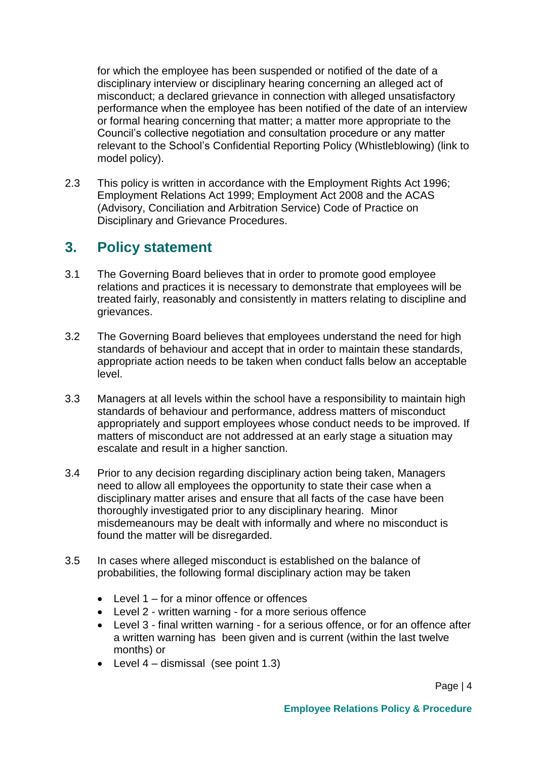for which the employee has been suspended or notified of the date of a disciplinary interview or disciplinary hearing concerning an alleged act of misconduct; a declared grievance in connection with alleged unsatisfactory performance when the employee has been notified of the date of an interview or formal hearing concerning that matter; a matter more appropriate to the Council's collective negotiation and consultation procedure or any matter relevant to the School's Confidential Reporting Policy (Whistleblowing) (link to model policy).

2.3 This policy is written in accordance with the Employment Rights Act 1996; Employment Relations Act 1999; Employment Act 2008 and the ACAS (Advisory, Conciliation and Arbitration Service) Code of Practice on Disciplinary and Grievance Procedures.

## 3. Policy statement

3.1 The Governing Board believes that in order to promote good employee relations and practices it is necessary to demonstrate that employees will be treated fairly, reasonably and consistently in matters relating to discipline and grievances.

3.2 The Governing Board believes that employees understand the need for high standards of behaviour and accept that in order to maintain these standards, appropriate action needs to be taken when conduct falls below an acceptable level.

3.3 Managers at all levels within the school have a responsibility to maintain high standards of behaviour and performance, address matters of misconduct appropriately and support employees whose conduct needs to be improved. If matters of misconduct are not addressed at an early stage a situation may escalate and result in a higher sanction.

3.4 Prior to any decision regarding disciplinary action being taken, Managers need to allow all employees the opportunity to state their case when a disciplinary matter arises and ensure that all facts of the case have been thoroughly investigated prior to any disciplinary hearing. Minor misdemeanours may be dealt with informally and where no misconduct is found the matter will be disregarded.

3.5 In cases where alleged misconduct is established on the balance of probabilities, the following formal disciplinary action may be taken

- Level 1 – for a minor offence or offences
- Level 2 - written warning - for a more serious offence
- Level 3 - final written warning - for a serious offence, or for an offence after a written warning has been given and is current (within the last twelve months) or
- Level 4 – dismissal (see point 1.3)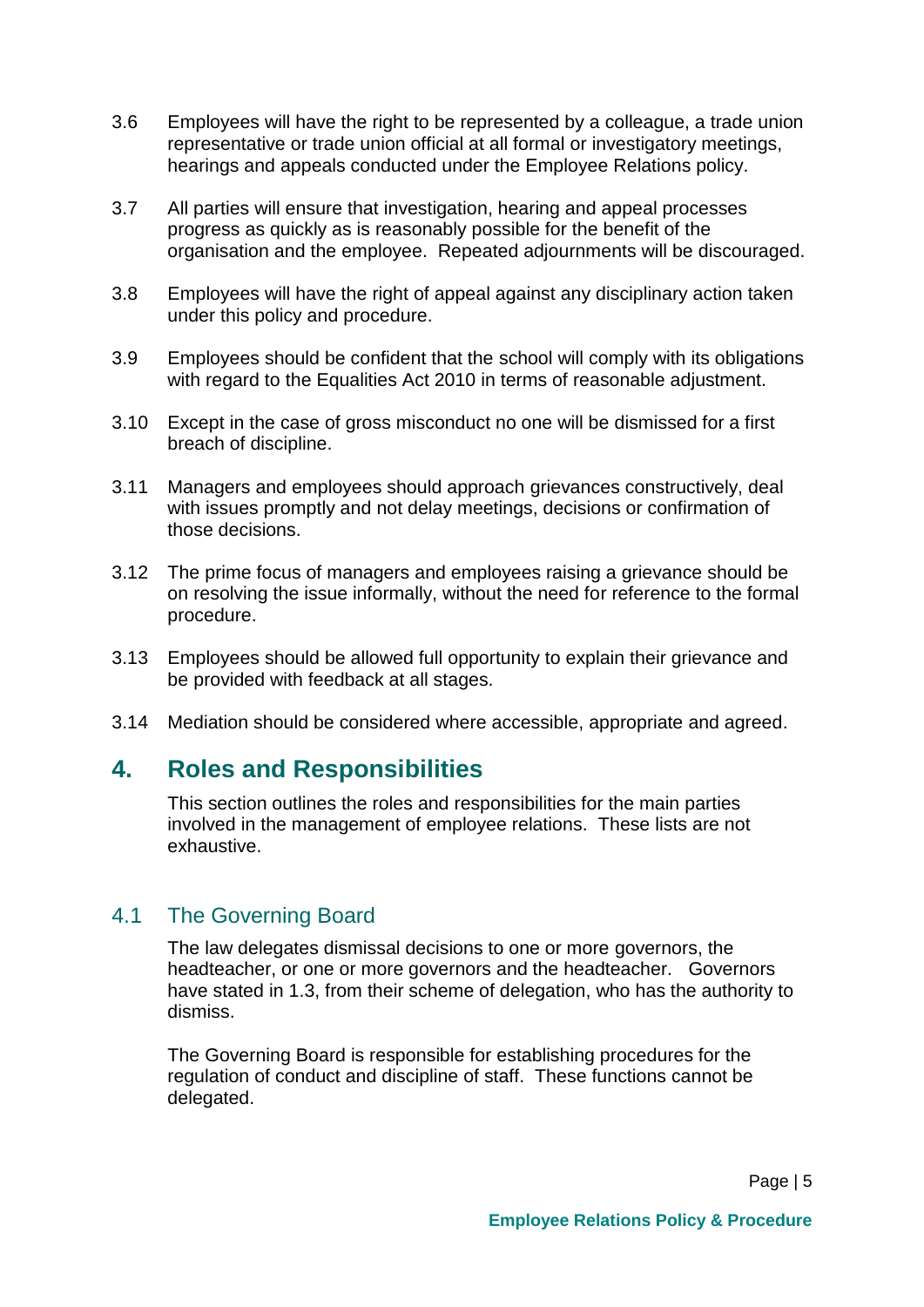3.6 Employees will have the right to be represented by a colleague, a trade union representative or trade union official at all formal or investigatory meetings, hearings and appeals conducted under the Employee Relations policy.

3.7 All parties will ensure that investigation, hearing and appeal processes progress as quickly as is reasonably possible for the benefit of the organisation and the employee. Repeated adjournments will be discouraged.

3.8 Employees will have the right of appeal against any disciplinary action taken under this policy and procedure.

3.9 Employees should be confident that the school will comply with its obligations with regard to the Equalities Act 2010 in terms of reasonable adjustment.

3.10 Except in the case of gross misconduct no one will be dismissed for a first breach of discipline.

3.11 Managers and employees should approach grievances constructively, deal with issues promptly and not delay meetings, decisions or confirmation of those decisions.

3.12 The prime focus of managers and employees raising a grievance should be on resolving the issue informally, without the need for reference to the formal procedure.

3.13 Employees should be allowed full opportunity to explain their grievance and be provided with feedback at all stages.

3.14 Mediation should be considered where accessible, appropriate and agreed.

# 4. Roles and Responsibilities

This section outlines the roles and responsibilities for the main parties involved in the management of employee relations. These lists are not exhaustive.

## 4.1 The Governing Board

The law delegates dismissal decisions to one or more governors, the headteacher, or one or more governors and the headteacher. Governors have stated in 1.3, from their scheme of delegation, who has the authority to dismiss.

The Governing Board is responsible for establishing procedures for the regulation of conduct and discipline of staff. These functions cannot be delegated.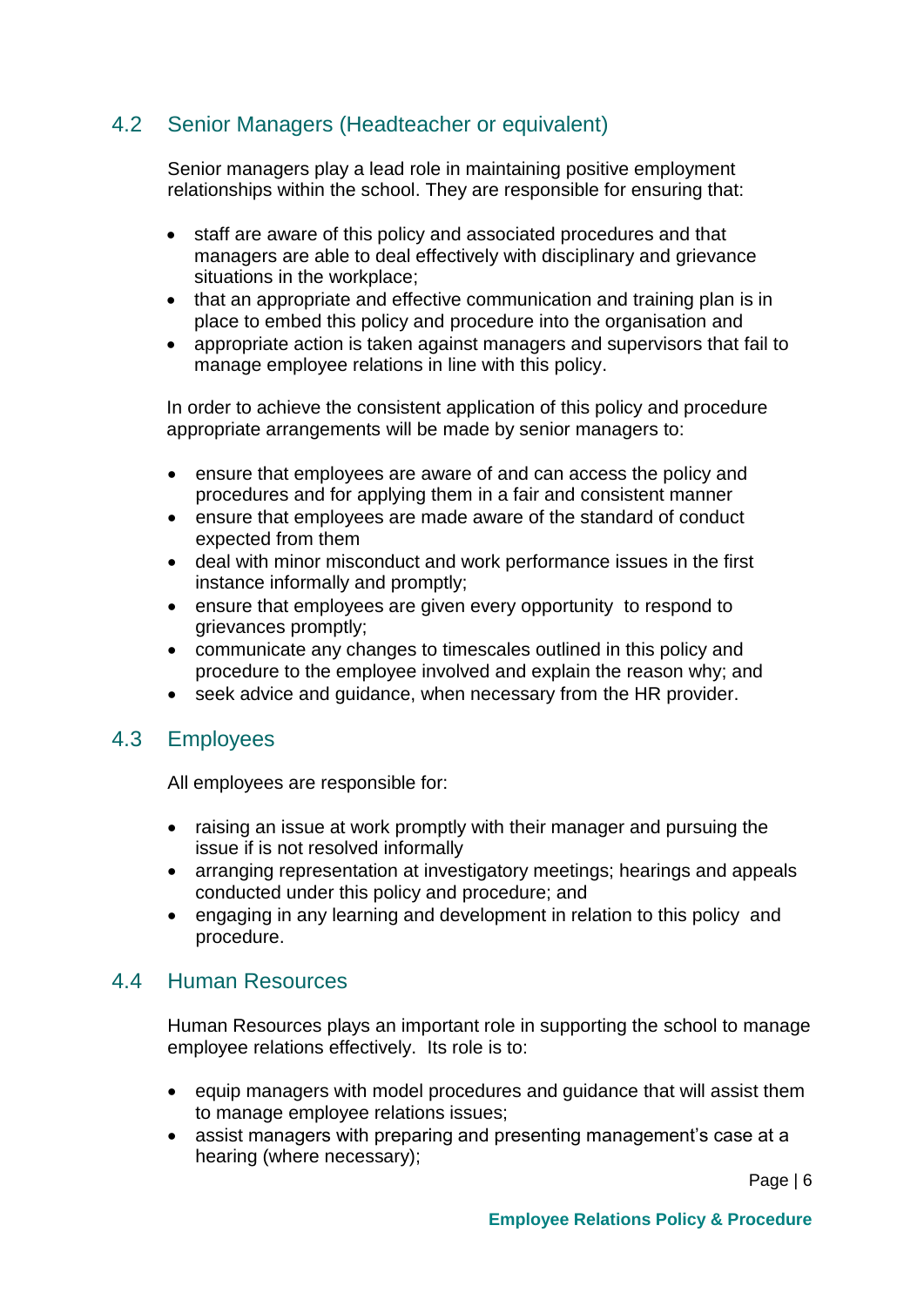## 4.2 Senior Managers (Headteacher or equivalent)

Senior managers play a lead role in maintaining positive employment relationships within the school. They are responsible for ensuring that:

- staff are aware of this policy and associated procedures and that managers are able to deal effectively with disciplinary and grievance situations in the workplace;
- that an appropriate and effective communication and training plan is in place to embed this policy and procedure into the organisation and
- appropriate action is taken against managers and supervisors that fail to manage employee relations in line with this policy.

In order to achieve the consistent application of this policy and procedure appropriate arrangements will be made by senior managers to:

- ensure that employees are aware of and can access the policy and procedures and for applying them in a fair and consistent manner
- ensure that employees are made aware of the standard of conduct expected from them
- deal with minor misconduct and work performance issues in the first instance informally and promptly;
- ensure that employees are given every opportunity to respond to grievances promptly;
- communicate any changes to timescales outlined in this policy and procedure to the employee involved and explain the reason why; and
- seek advice and guidance, when necessary from the HR provider.

## 4.3 Employees

All employees are responsible for:

- raising an issue at work promptly with their manager and pursuing the issue if is not resolved informally
- arranging representation at investigatory meetings; hearings and appeals conducted under this policy and procedure; and
- engaging in any learning and development in relation to this policy and procedure.

## 4.4 Human Resources

Human Resources plays an important role in supporting the school to manage employee relations effectively. Its role is to:

- equip managers with model procedures and guidance that will assist them to manage employee relations issues;
- assist managers with preparing and presenting management's case at a hearing (where necessary);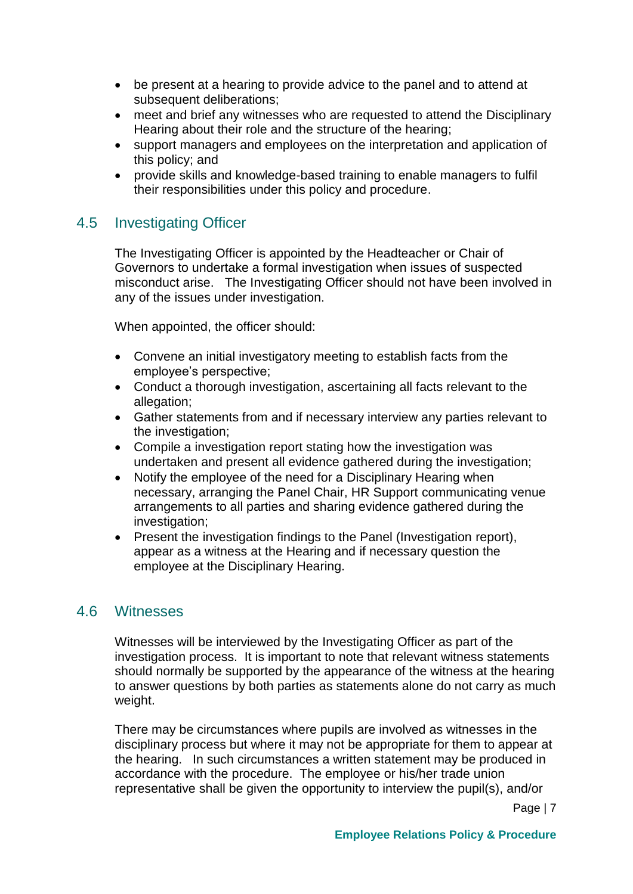- be present at a hearing to provide advice to the panel and to attend at subsequent deliberations;
- meet and brief any witnesses who are requested to attend the Disciplinary Hearing about their role and the structure of the hearing;
- support managers and employees on the interpretation and application of this policy; and
- provide skills and knowledge-based training to enable managers to fulfil their responsibilities under this policy and procedure.

## 4.5 Investigating Officer

The Investigating Officer is appointed by the Headteacher or Chair of Governors to undertake a formal investigation when issues of suspected misconduct arise. The Investigating Officer should not have been involved in any of the issues under investigation.

When appointed, the officer should:

- Convene an initial investigatory meeting to establish facts from the employee's perspective;
- Conduct a thorough investigation, ascertaining all facts relevant to the allegation;
- Gather statements from and if necessary interview any parties relevant to the investigation;
- Compile a investigation report stating how the investigation was undertaken and present all evidence gathered during the investigation;
- Notify the employee of the need for a Disciplinary Hearing when necessary, arranging the Panel Chair, HR Support communicating venue arrangements to all parties and sharing evidence gathered during the investigation;
- Present the investigation findings to the Panel (Investigation report), appear as a witness at the Hearing and if necessary question the employee at the Disciplinary Hearing.

## 4.6 Witnesses

Witnesses will be interviewed by the Investigating Officer as part of the investigation process. It is important to note that relevant witness statements should normally be supported by the appearance of the witness at the hearing to answer questions by both parties as statements alone do not carry as much weight.

There may be circumstances where pupils are involved as witnesses in the disciplinary process but where it may not be appropriate for them to appear at the hearing. In such circumstances a written statement may be produced in accordance with the procedure. The employee or his/her trade union representative shall be given the opportunity to interview the pupil(s), and/or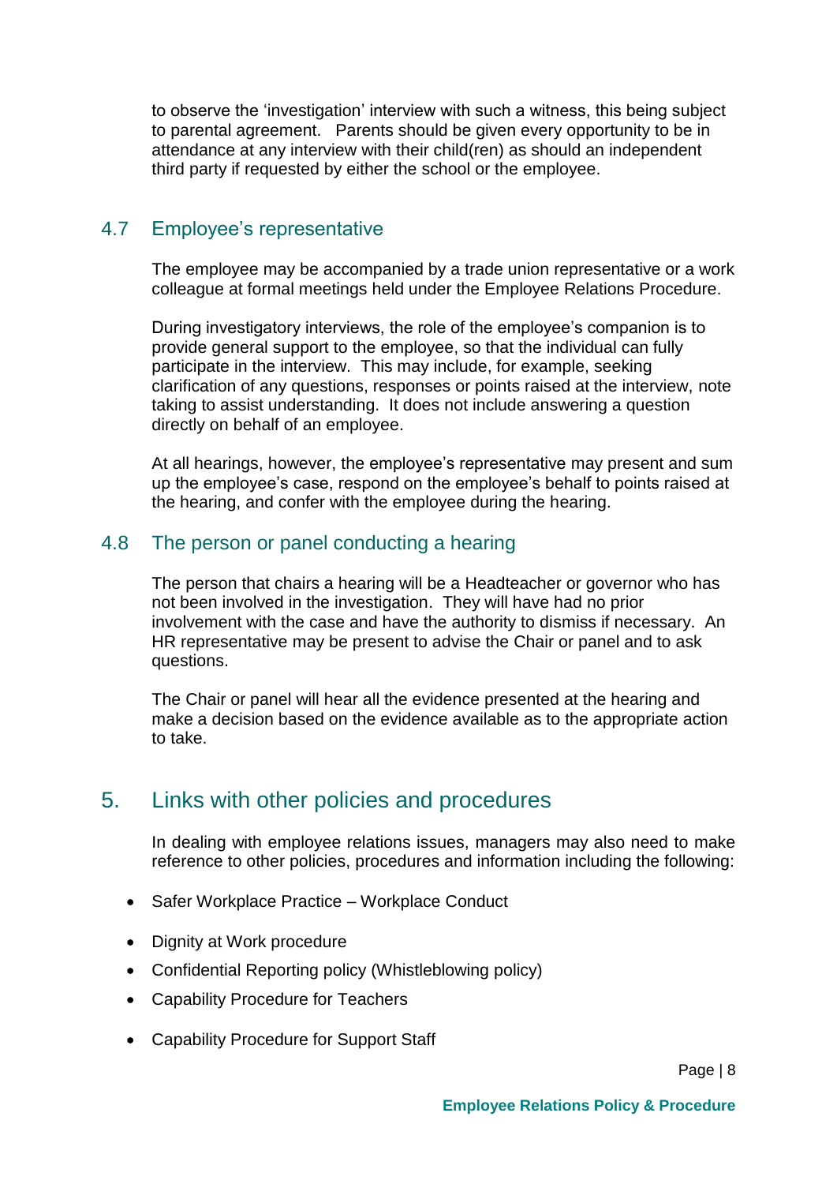to observe the 'investigation' interview with such a witness, this being subject to parental agreement. Parents should be given every opportunity to be in attendance at any interview with their child(ren) as should an independent third party if requested by either the school or the employee.

### 4.7 Employee's representative

The employee may be accompanied by a trade union representative or a work colleague at formal meetings held under the Employee Relations Procedure.

During investigatory interviews, the role of the employee's companion is to provide general support to the employee, so that the individual can fully participate in the interview. This may include, for example, seeking clarification of any questions, responses or points raised at the interview, note taking to assist understanding. It does not include answering a question directly on behalf of an employee.

At all hearings, however, the employee's representative may present and sum up the employee's case, respond on the employee's behalf to points raised at the hearing, and confer with the employee during the hearing.

### 4.8 The person or panel conducting a hearing

The person that chairs a hearing will be a Headteacher or governor who has not been involved in the investigation. They will have had no prior involvement with the case and have the authority to dismiss if necessary. An HR representative may be present to advise the Chair or panel and to ask questions.

The Chair or panel will hear all the evidence presented at the hearing and make a decision based on the evidence available as to the appropriate action to take.

## 5. Links with other policies and procedures

In dealing with employee relations issues, managers may also need to make reference to other policies, procedures and information including the following:

- Safer Workplace Practice – Workplace Conduct
- Dignity at Work procedure
- Confidential Reporting policy (Whistleblowing policy)
- Capability Procedure for Teachers
- Capability Procedure for Support Staff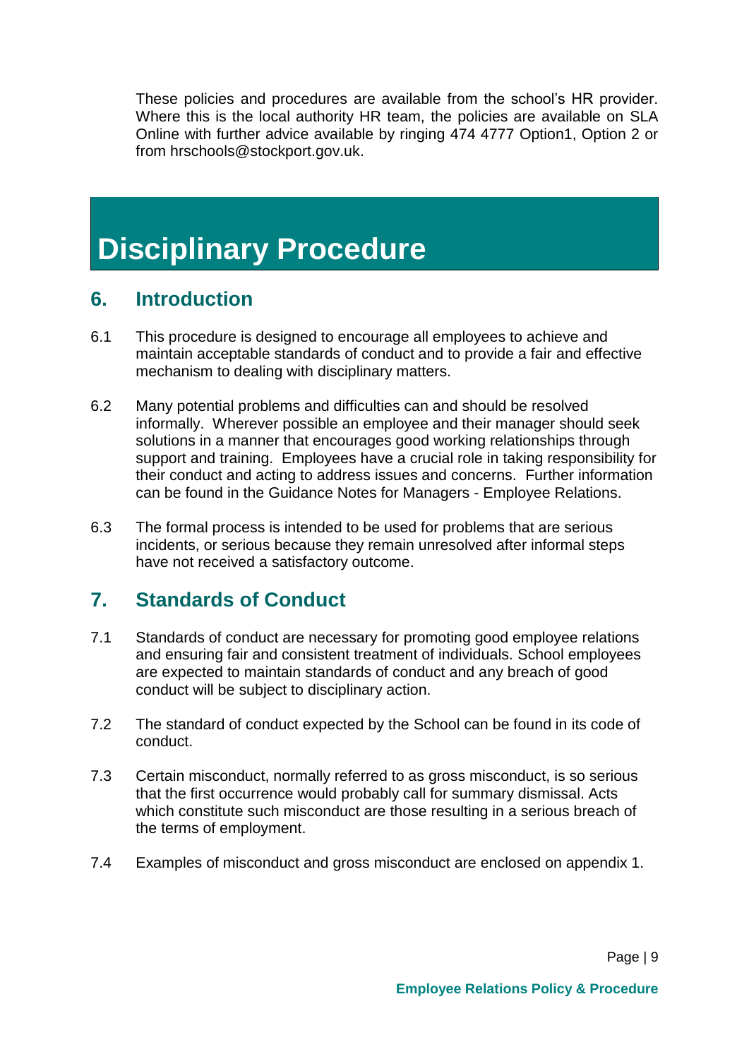These policies and procedures are available from the school's HR provider. Where this is the local authority HR team, the policies are available on SLA Online with further advice available by ringing 474 4777 Option1, Option 2 or from hrschools@stockport.gov.uk.

# Disciplinary Procedure

## 6. Introduction

6.1 This procedure is designed to encourage all employees to achieve and maintain acceptable standards of conduct and to provide a fair and effective mechanism to dealing with disciplinary matters.

6.2 Many potential problems and difficulties can and should be resolved informally. Wherever possible an employee and their manager should seek solutions in a manner that encourages good working relationships through support and training. Employees have a crucial role in taking responsibility for their conduct and acting to address issues and concerns. Further information can be found in the Guidance Notes for Managers - Employee Relations.

6.3 The formal process is intended to be used for problems that are serious incidents, or serious because they remain unresolved after informal steps have not received a satisfactory outcome.

## 7. Standards of Conduct

7.1 Standards of conduct are necessary for promoting good employee relations and ensuring fair and consistent treatment of individuals. School employees are expected to maintain standards of conduct and any breach of good conduct will be subject to disciplinary action.

7.2 The standard of conduct expected by the School can be found in its code of conduct.

7.3 Certain misconduct, normally referred to as gross misconduct, is so serious that the first occurrence would probably call for summary dismissal. Acts which constitute such misconduct are those resulting in a serious breach of the terms of employment.

7.4 Examples of misconduct and gross misconduct are enclosed on appendix 1.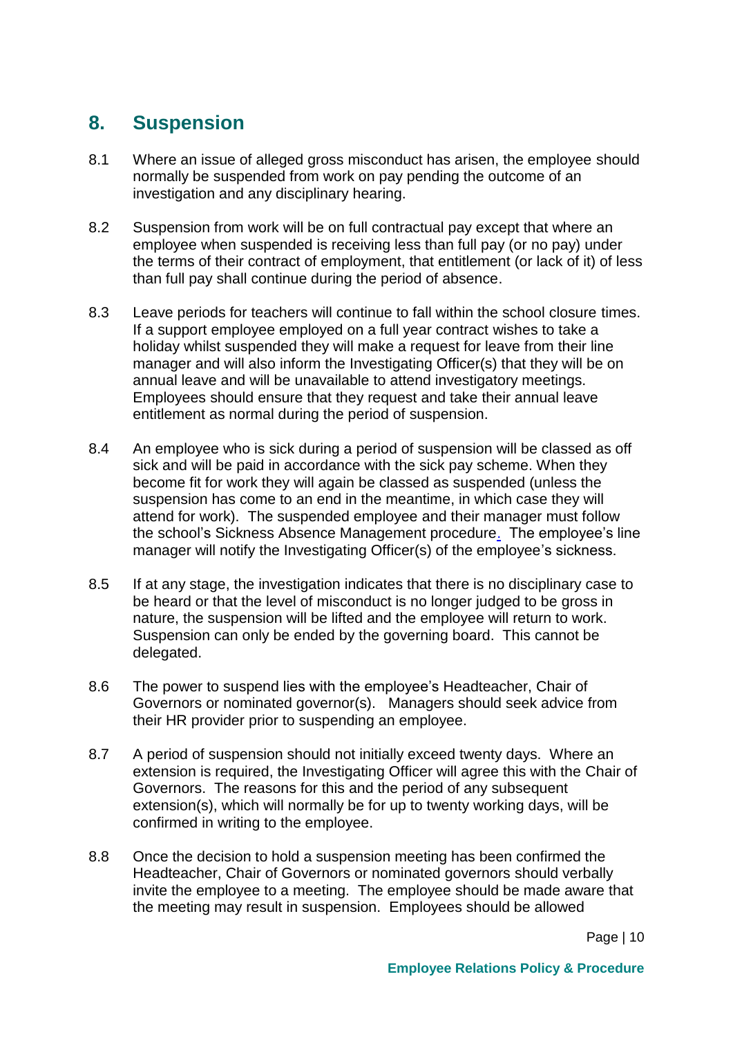## 8. Suspension

8.1 Where an issue of alleged gross misconduct has arisen, the employee should normally be suspended from work on pay pending the outcome of an investigation and any disciplinary hearing.

8.2 Suspension from work will be on full contractual pay except that where an employee when suspended is receiving less than full pay (or no pay) under the terms of their contract of employment, that entitlement (or lack of it) of less than full pay shall continue during the period of absence.

8.3 Leave periods for teachers will continue to fall within the school closure times. If a support employee employed on a full year contract wishes to take a holiday whilst suspended they will make a request for leave from their line manager and will also inform the Investigating Officer(s) that they will be on annual leave and will be unavailable to attend investigatory meetings. Employees should ensure that they request and take their annual leave entitlement as normal during the period of suspension.

8.4 An employee who is sick during a period of suspension will be classed as off sick and will be paid in accordance with the sick pay scheme. When they become fit for work they will again be classed as suspended (unless the suspension has come to an end in the meantime, in which case they will attend for work). The suspended employee and their manager must follow the school's Sickness Absence Management procedure. The employee's line manager will notify the Investigating Officer(s) of the employee's sickness.

8.5 If at any stage, the investigation indicates that there is no disciplinary case to be heard or that the level of misconduct is no longer judged to be gross in nature, the suspension will be lifted and the employee will return to work. Suspension can only be ended by the governing board. This cannot be delegated.

8.6 The power to suspend lies with the employee's Headteacher, Chair of Governors or nominated governor(s). Managers should seek advice from their HR provider prior to suspending an employee.

8.7 A period of suspension should not initially exceed twenty days. Where an extension is required, the Investigating Officer will agree this with the Chair of Governors. The reasons for this and the period of any subsequent extension(s), which will normally be for up to twenty working days, will be confirmed in writing to the employee.

8.8 Once the decision to hold a suspension meeting has been confirmed the Headteacher, Chair of Governors or nominated governors should verbally invite the employee to a meeting. The employee should be made aware that the meeting may result in suspension. Employees should be allowed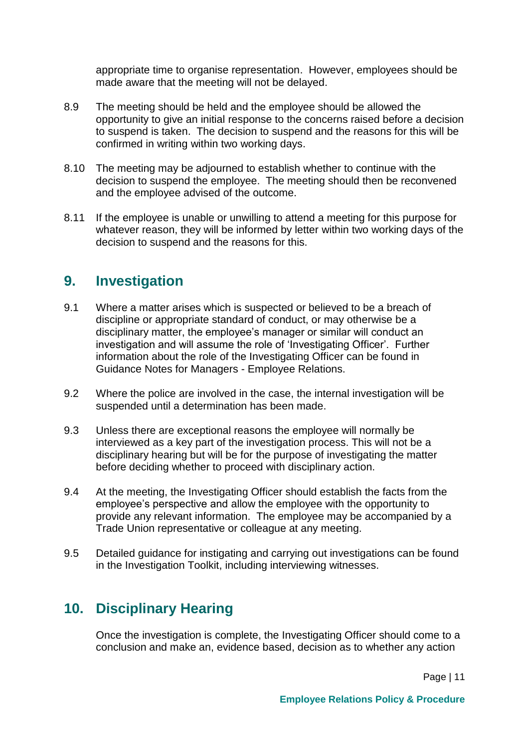appropriate time to organise representation. However, employees should be made aware that the meeting will not be delayed.

8.9 The meeting should be held and the employee should be allowed the opportunity to give an initial response to the concerns raised before a decision to suspend is taken. The decision to suspend and the reasons for this will be confirmed in writing within two working days.

8.10 The meeting may be adjourned to establish whether to continue with the decision to suspend the employee. The meeting should then be reconvened and the employee advised of the outcome.

8.11 If the employee is unable or unwilling to attend a meeting for this purpose for whatever reason, they will be informed by letter within two working days of the decision to suspend and the reasons for this.

## 9. Investigation

9.1 Where a matter arises which is suspected or believed to be a breach of discipline or appropriate standard of conduct, or may otherwise be a disciplinary matter, the employee's manager or similar will conduct an investigation and will assume the role of 'Investigating Officer'. Further information about the role of the Investigating Officer can be found in Guidance Notes for Managers - Employee Relations.

9.2 Where the police are involved in the case, the internal investigation will be suspended until a determination has been made.

9.3 Unless there are exceptional reasons the employee will normally be interviewed as a key part of the investigation process. This will not be a disciplinary hearing but will be for the purpose of investigating the matter before deciding whether to proceed with disciplinary action.

9.4 At the meeting, the Investigating Officer should establish the facts from the employee's perspective and allow the employee with the opportunity to provide any relevant information. The employee may be accompanied by a Trade Union representative or colleague at any meeting.

9.5 Detailed guidance for instigating and carrying out investigations can be found in the Investigation Toolkit, including interviewing witnesses.

## 10. Disciplinary Hearing

Once the investigation is complete, the Investigating Officer should come to a conclusion and make an, evidence based, decision as to whether any action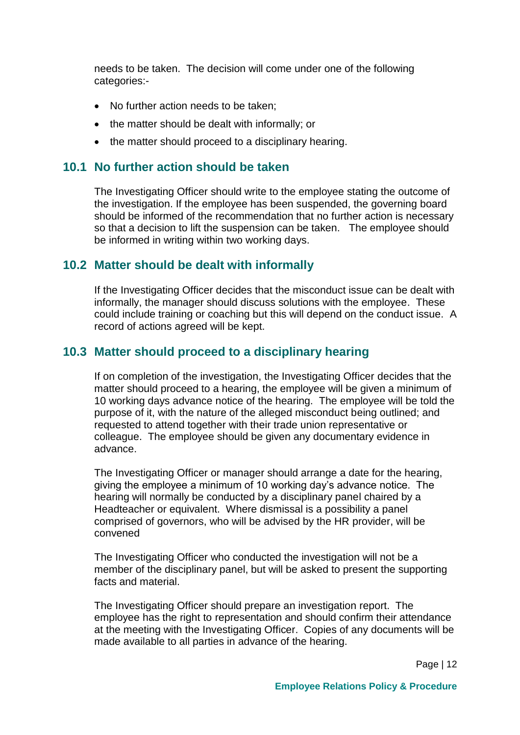needs to be taken.  The decision will come under one of the following categories:-

- No further action needs to be taken;
- the matter should be dealt with informally; or
- the matter should proceed to a disciplinary hearing.

## 10.1 No further action should be taken

The Investigating Officer should write to the employee stating the outcome of the investigation. If the employee has been suspended, the governing board should be informed of the recommendation that no further action is necessary so that a decision to lift the suspension can be taken.   The employee should be informed in writing within two working days.

## 10.2 Matter should be dealt with informally

If the Investigating Officer decides that the misconduct issue can be dealt with informally, the manager should discuss solutions with the employee.  These could include training or coaching but this will depend on the conduct issue.  A record of actions agreed will be kept.

## 10.3 Matter should proceed to a disciplinary hearing

If on completion of the investigation, the Investigating Officer decides that the matter should proceed to a hearing, the employee will be given a minimum of 10 working days advance notice of the hearing.  The employee will be told the purpose of it, with the nature of the alleged misconduct being outlined; and requested to attend together with their trade union representative or colleague.  The employee should be given any documentary evidence in advance.

The Investigating Officer or manager should arrange a date for the hearing, giving the employee a minimum of 10 working day's advance notice.  The hearing will normally be conducted by a disciplinary panel chaired by a Headteacher or equivalent.  Where dismissal is a possibility a panel comprised of governors, who will be advised by the HR provider, will be convened

The Investigating Officer who conducted the investigation will not be a member of the disciplinary panel, but will be asked to present the supporting facts and material.

The Investigating Officer should prepare an investigation report.  The employee has the right to representation and should confirm their attendance at the meeting with the Investigating Officer.  Copies of any documents will be made available to all parties in advance of the hearing.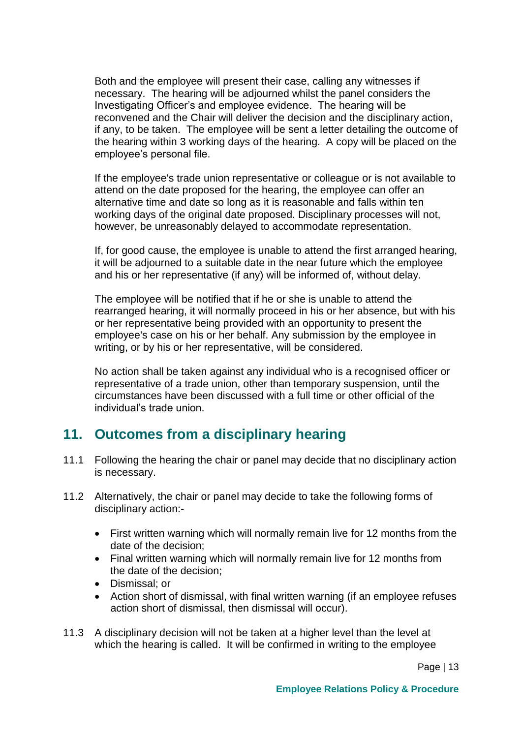Both and the employee will present their case, calling any witnesses if necessary. The hearing will be adjourned whilst the panel considers the Investigating Officer's and employee evidence. The hearing will be reconvened and the Chair will deliver the decision and the disciplinary action, if any, to be taken. The employee will be sent a letter detailing the outcome of the hearing within 3 working days of the hearing. A copy will be placed on the employee's personal file.

If the employee's trade union representative or colleague or is not available to attend on the date proposed for the hearing, the employee can offer an alternative time and date so long as it is reasonable and falls within ten working days of the original date proposed. Disciplinary processes will not, however, be unreasonably delayed to accommodate representation.

If, for good cause, the employee is unable to attend the first arranged hearing, it will be adjourned to a suitable date in the near future which the employee and his or her representative (if any) will be informed of, without delay.

The employee will be notified that if he or she is unable to attend the rearranged hearing, it will normally proceed in his or her absence, but with his or her representative being provided with an opportunity to present the employee's case on his or her behalf. Any submission by the employee in writing, or by his or her representative, will be considered.

No action shall be taken against any individual who is a recognised officer or representative of a trade union, other than temporary suspension, until the circumstances have been discussed with a full time or other official of the individual's trade union.

## 11. Outcomes from a disciplinary hearing

11.1 Following the hearing the chair or panel may decide that no disciplinary action is necessary.

11.2 Alternatively, the chair or panel may decide to take the following forms of disciplinary action:-

- First written warning which will normally remain live for 12 months from the date of the decision;
- Final written warning which will normally remain live for 12 months from the date of the decision;
- Dismissal; or
- Action short of dismissal, with final written warning (if an employee refuses action short of dismissal, then dismissal will occur).

11.3 A disciplinary decision will not be taken at a higher level than the level at which the hearing is called. It will be confirmed in writing to the employee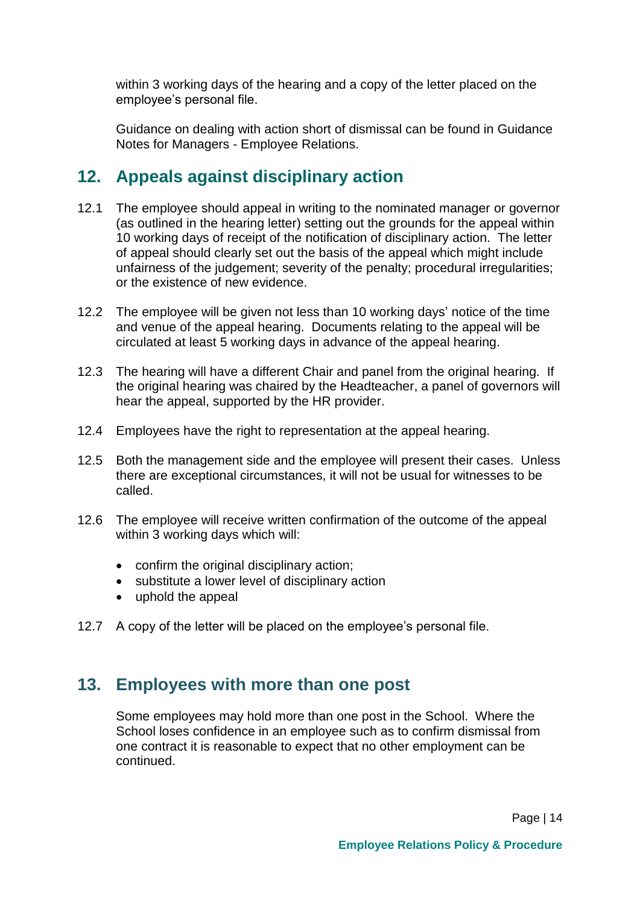within 3 working days of the hearing and a copy of the letter placed on the employee's personal file.

Guidance on dealing with action short of dismissal can be found in Guidance Notes for Managers - Employee Relations.

## 12. Appeals against disciplinary action

12.1 The employee should appeal in writing to the nominated manager or governor (as outlined in the hearing letter) setting out the grounds for the appeal within 10 working days of receipt of the notification of disciplinary action. The letter of appeal should clearly set out the basis of the appeal which might include unfairness of the judgement; severity of the penalty; procedural irregularities; or the existence of new evidence.

12.2 The employee will be given not less than 10 working days' notice of the time and venue of the appeal hearing. Documents relating to the appeal will be circulated at least 5 working days in advance of the appeal hearing.

12.3 The hearing will have a different Chair and panel from the original hearing. If the original hearing was chaired by the Headteacher, a panel of governors will hear the appeal, supported by the HR provider.

12.4 Employees have the right to representation at the appeal hearing.

12.5 Both the management side and the employee will present their cases. Unless there are exceptional circumstances, it will not be usual for witnesses to be called.

12.6 The employee will receive written confirmation of the outcome of the appeal within 3 working days which will:

- confirm the original disciplinary action;
- substitute a lower level of disciplinary action
- uphold the appeal

12.7 A copy of the letter will be placed on the employee's personal file.

## 13. Employees with more than one post

Some employees may hold more than one post in the School. Where the School loses confidence in an employee such as to confirm dismissal from one contract it is reasonable to expect that no other employment can be continued.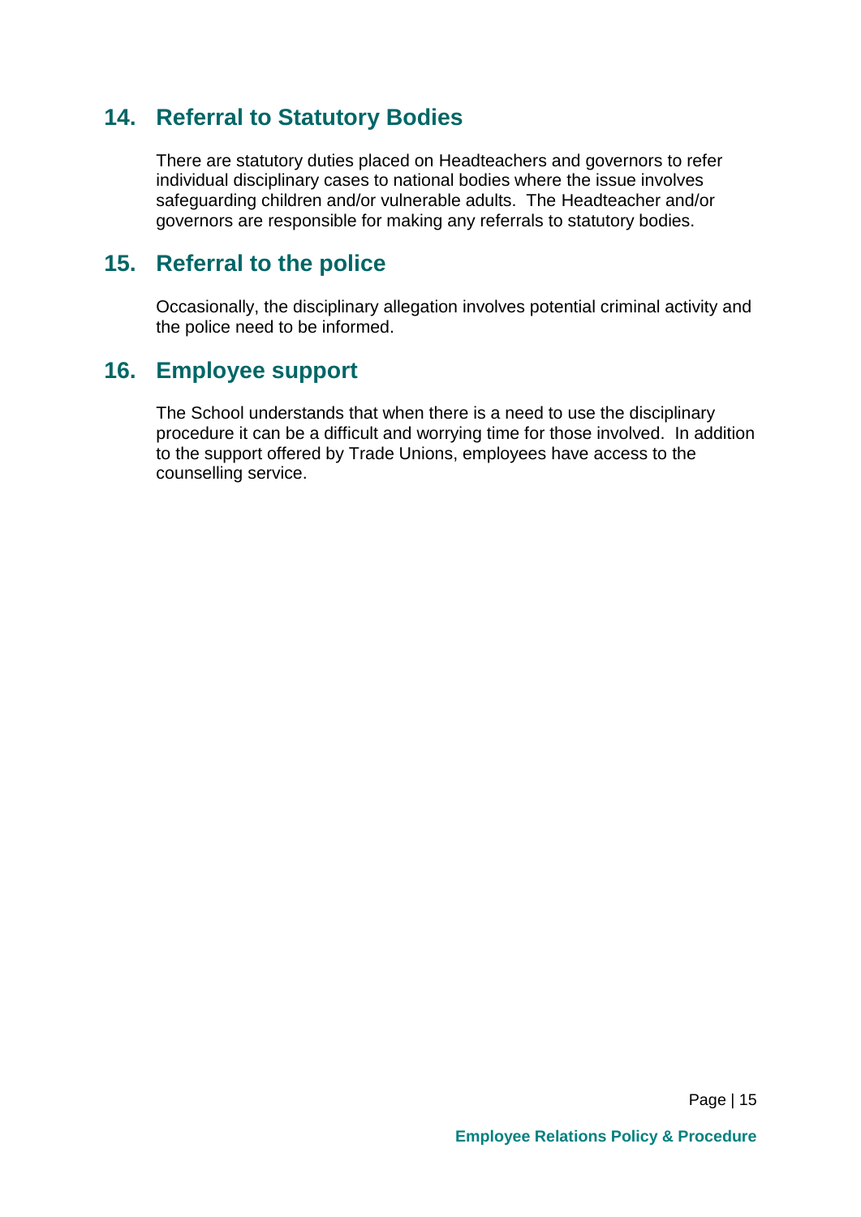## 14. Referral to Statutory Bodies

There are statutory duties placed on Headteachers and governors to refer individual disciplinary cases to national bodies where the issue involves safeguarding children and/or vulnerable adults. The Headteacher and/or governors are responsible for making any referrals to statutory bodies.

## 15. Referral to the police

Occasionally, the disciplinary allegation involves potential criminal activity and the police need to be informed.

## 16. Employee support

The School understands that when there is a need to use the disciplinary procedure it can be a difficult and worrying time for those involved. In addition to the support offered by Trade Unions, employees have access to the counselling service.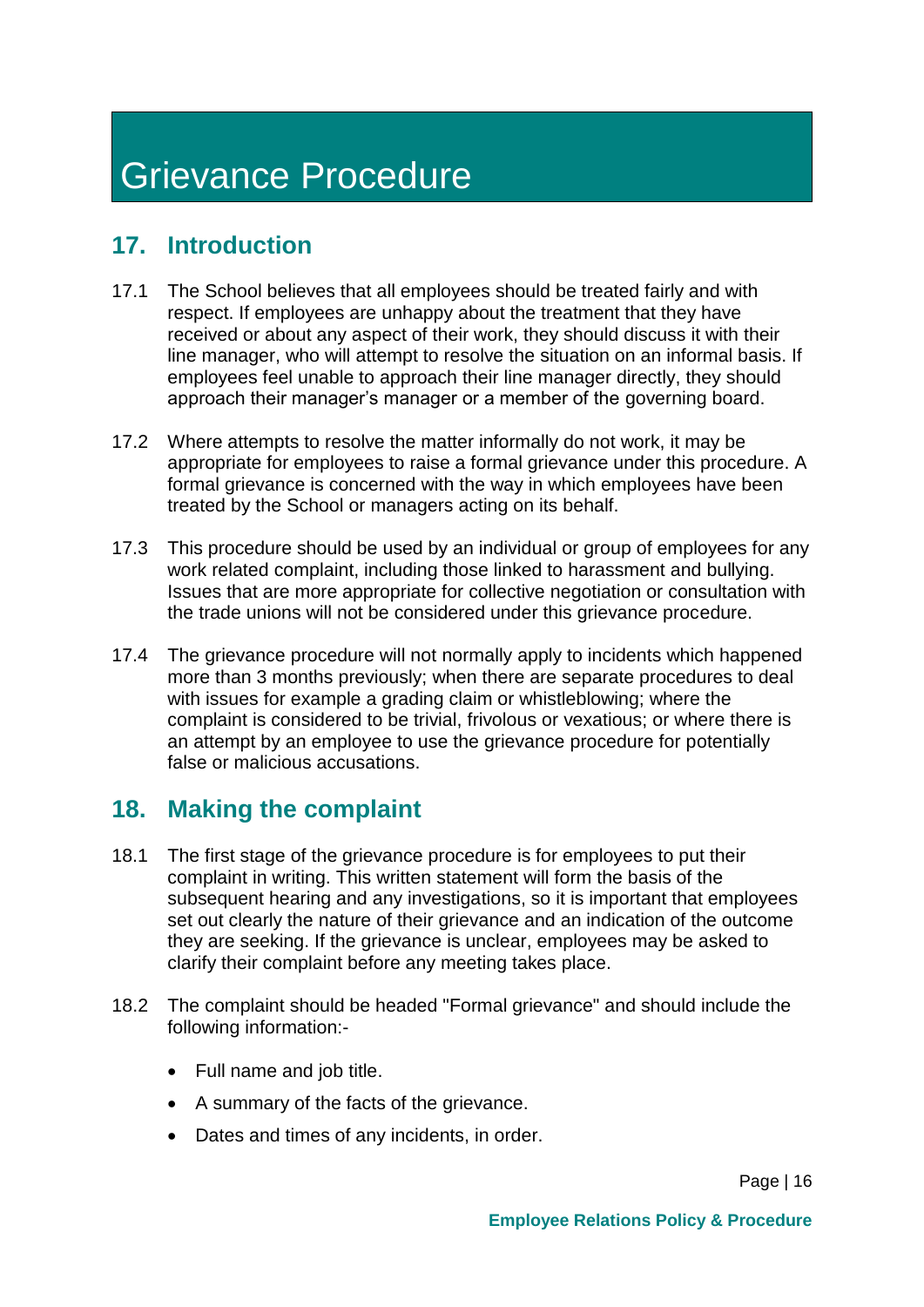# Grievance Procedure

## 17. Introduction

17.1 The School believes that all employees should be treated fairly and with respect. If employees are unhappy about the treatment that they have received or about any aspect of their work, they should discuss it with their line manager, who will attempt to resolve the situation on an informal basis. If employees feel unable to approach their line manager directly, they should approach their manager's manager or a member of the governing board.

17.2 Where attempts to resolve the matter informally do not work, it may be appropriate for employees to raise a formal grievance under this procedure. A formal grievance is concerned with the way in which employees have been treated by the School or managers acting on its behalf.

17.3 This procedure should be used by an individual or group of employees for any work related complaint, including those linked to harassment and bullying. Issues that are more appropriate for collective negotiation or consultation with the trade unions will not be considered under this grievance procedure.

17.4 The grievance procedure will not normally apply to incidents which happened more than 3 months previously; when there are separate procedures to deal with issues for example a grading claim or whistleblowing; where the complaint is considered to be trivial, frivolous or vexatious; or where there is an attempt by an employee to use the grievance procedure for potentially false or malicious accusations.

## 18. Making the complaint

18.1 The first stage of the grievance procedure is for employees to put their complaint in writing. This written statement will form the basis of the subsequent hearing and any investigations, so it is important that employees set out clearly the nature of their grievance and an indication of the outcome they are seeking. If the grievance is unclear, employees may be asked to clarify their complaint before any meeting takes place.

18.2 The complaint should be headed "Formal grievance" and should include the following information:-

- Full name and job title.
- A summary of the facts of the grievance.
- Dates and times of any incidents, in order.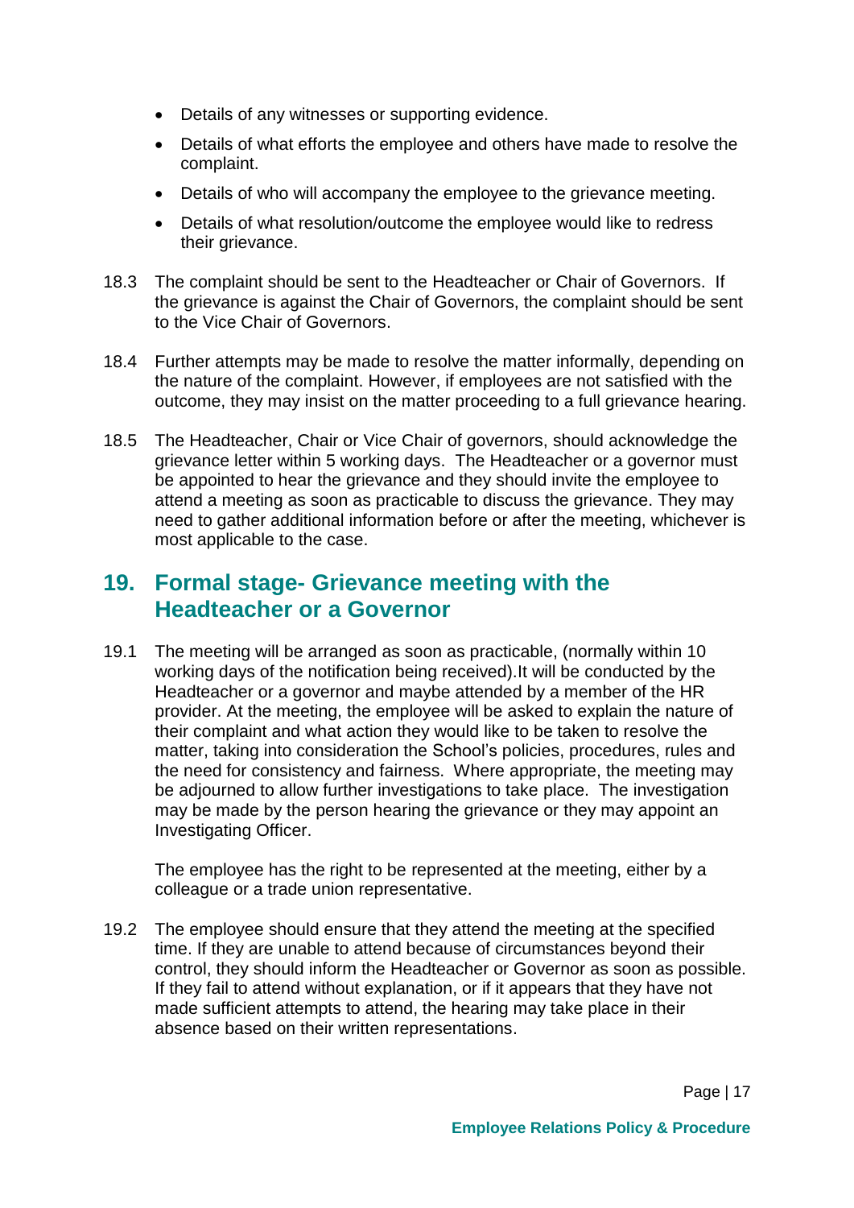- Details of any witnesses or supporting evidence.
- Details of what efforts the employee and others have made to resolve the complaint.
- Details of who will accompany the employee to the grievance meeting.
- Details of what resolution/outcome the employee would like to redress their grievance.

18.3 The complaint should be sent to the Headteacher or Chair of Governors. If the grievance is against the Chair of Governors, the complaint should be sent to the Vice Chair of Governors.

18.4 Further attempts may be made to resolve the matter informally, depending on the nature of the complaint. However, if employees are not satisfied with the outcome, they may insist on the matter proceeding to a full grievance hearing.

18.5 The Headteacher, Chair or Vice Chair of governors, should acknowledge the grievance letter within 5 working days. The Headteacher or a governor must be appointed to hear the grievance and they should invite the employee to attend a meeting as soon as practicable to discuss the grievance. They may need to gather additional information before or after the meeting, whichever is most applicable to the case.

## 19. Formal stage- Grievance meeting with the Headteacher or a Governor

19.1 The meeting will be arranged as soon as practicable, (normally within 10 working days of the notification being received).It will be conducted by the Headteacher or a governor and maybe attended by a member of the HR provider. At the meeting, the employee will be asked to explain the nature of their complaint and what action they would like to be taken to resolve the matter, taking into consideration the School's policies, procedures, rules and the need for consistency and fairness. Where appropriate, the meeting may be adjourned to allow further investigations to take place. The investigation may be made by the person hearing the grievance or they may appoint an Investigating Officer.

The employee has the right to be represented at the meeting, either by a colleague or a trade union representative.

19.2 The employee should ensure that they attend the meeting at the specified time. If they are unable to attend because of circumstances beyond their control, they should inform the Headteacher or Governor as soon as possible. If they fail to attend without explanation, or if it appears that they have not made sufficient attempts to attend, the hearing may take place in their absence based on their written representations.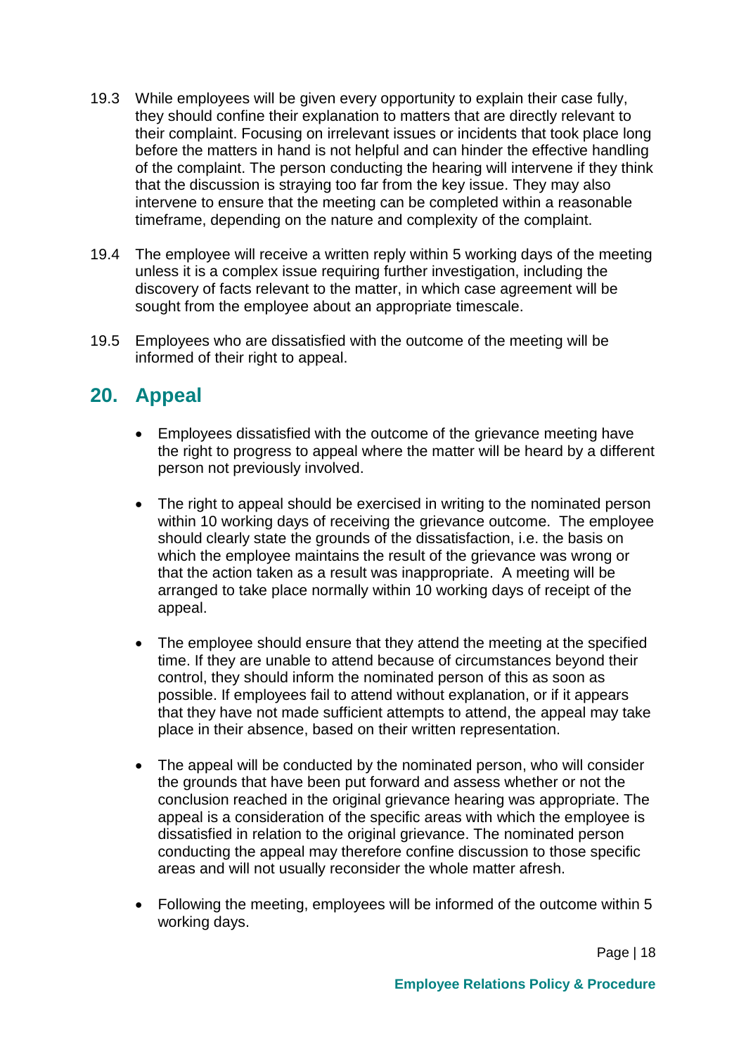19.3 While employees will be given every opportunity to explain their case fully, they should confine their explanation to matters that are directly relevant to their complaint. Focusing on irrelevant issues or incidents that took place long before the matters in hand is not helpful and can hinder the effective handling of the complaint. The person conducting the hearing will intervene if they think that the discussion is straying too far from the key issue. They may also intervene to ensure that the meeting can be completed within a reasonable timeframe, depending on the nature and complexity of the complaint.

19.4 The employee will receive a written reply within 5 working days of the meeting unless it is a complex issue requiring further investigation, including the discovery of facts relevant to the matter, in which case agreement will be sought from the employee about an appropriate timescale.

19.5 Employees who are dissatisfied with the outcome of the meeting will be informed of their right to appeal.

## 20. Appeal

- Employees dissatisfied with the outcome of the grievance meeting have the right to progress to appeal where the matter will be heard by a different person not previously involved.

- The right to appeal should be exercised in writing to the nominated person within 10 working days of receiving the grievance outcome. The employee should clearly state the grounds of the dissatisfaction, i.e. the basis on which the employee maintains the result of the grievance was wrong or that the action taken as a result was inappropriate. A meeting will be arranged to take place normally within 10 working days of receipt of the appeal.

- The employee should ensure that they attend the meeting at the specified time. If they are unable to attend because of circumstances beyond their control, they should inform the nominated person of this as soon as possible. If employees fail to attend without explanation, or if it appears that they have not made sufficient attempts to attend, the appeal may take place in their absence, based on their written representation.

- The appeal will be conducted by the nominated person, who will consider the grounds that have been put forward and assess whether or not the conclusion reached in the original grievance hearing was appropriate. The appeal is a consideration of the specific areas with which the employee is dissatisfied in relation to the original grievance. The nominated person conducting the appeal may therefore confine discussion to those specific areas and will not usually reconsider the whole matter afresh.

- Following the meeting, employees will be informed of the outcome within 5 working days.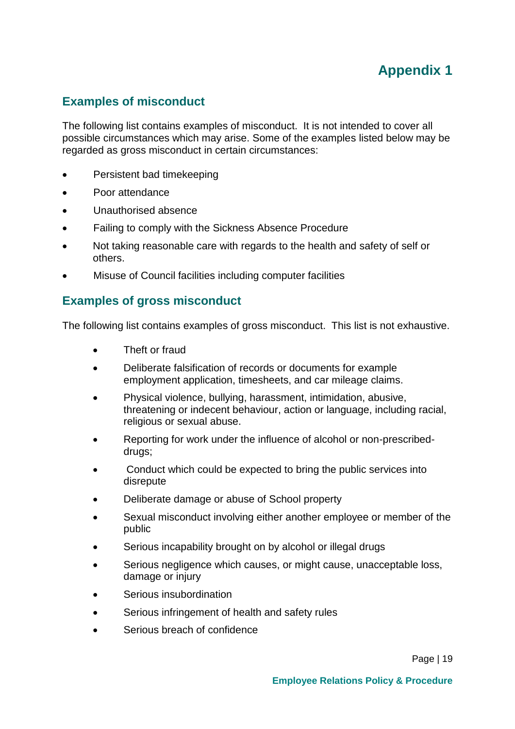# Appendix 1

## Examples of misconduct

The following list contains examples of misconduct. It is not intended to cover all possible circumstances which may arise. Some of the examples listed below may be regarded as gross misconduct in certain circumstances:

- Persistent bad timekeeping
- Poor attendance
- Unauthorised absence
- Failing to comply with the Sickness Absence Procedure
- Not taking reasonable care with regards to the health and safety of self or others.
- Misuse of Council facilities including computer facilities

## Examples of gross misconduct

The following list contains examples of gross misconduct. This list is not exhaustive.

- Theft or fraud
- Deliberate falsification of records or documents for example employment application, timesheets, and car mileage claims.
- Physical violence, bullying, harassment, intimidation, abusive, threatening or indecent behaviour, action or language, including racial, religious or sexual abuse.
- Reporting for work under the influence of alcohol or non-prescribed-drugs;
- Conduct which could be expected to bring the public services into disrepute
- Deliberate damage or abuse of School property
- Sexual misconduct involving either another employee or member of the public
- Serious incapability brought on by alcohol or illegal drugs
- Serious negligence which causes, or might cause, unacceptable loss, damage or injury
- Serious insubordination
- Serious infringement of health and safety rules
- Serious breach of confidence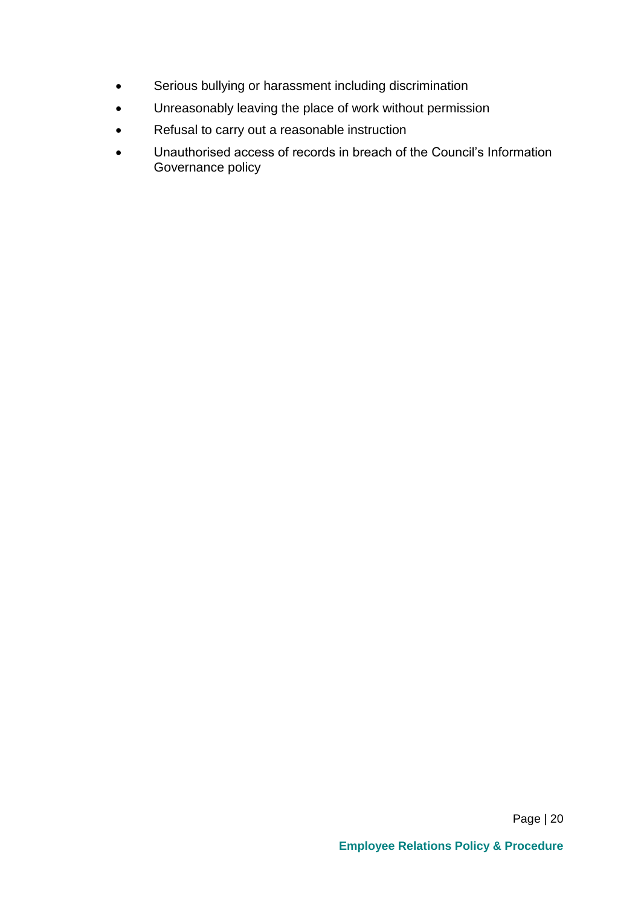- Serious bullying or harassment including discrimination
- Unreasonably leaving the place of work without permission
- Refusal to carry out a reasonable instruction
- Unauthorised access of records in breach of the Council's Information Governance policy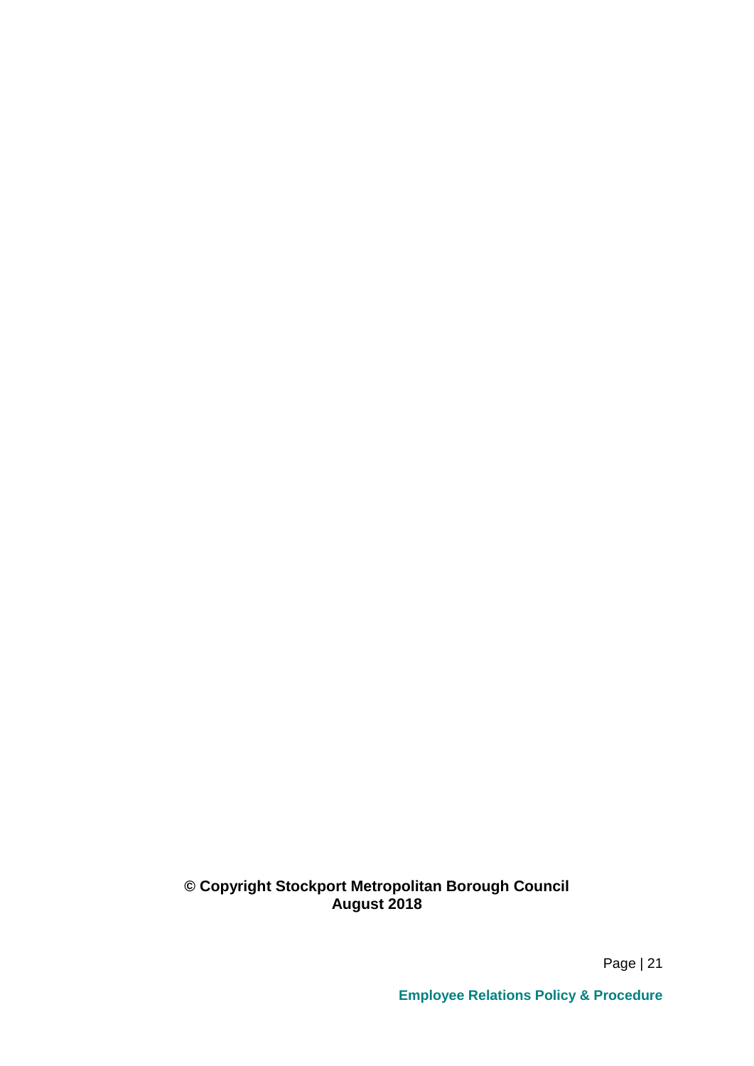**© Copyright Stockport Metropolitan Borough Council**
**August 2018**